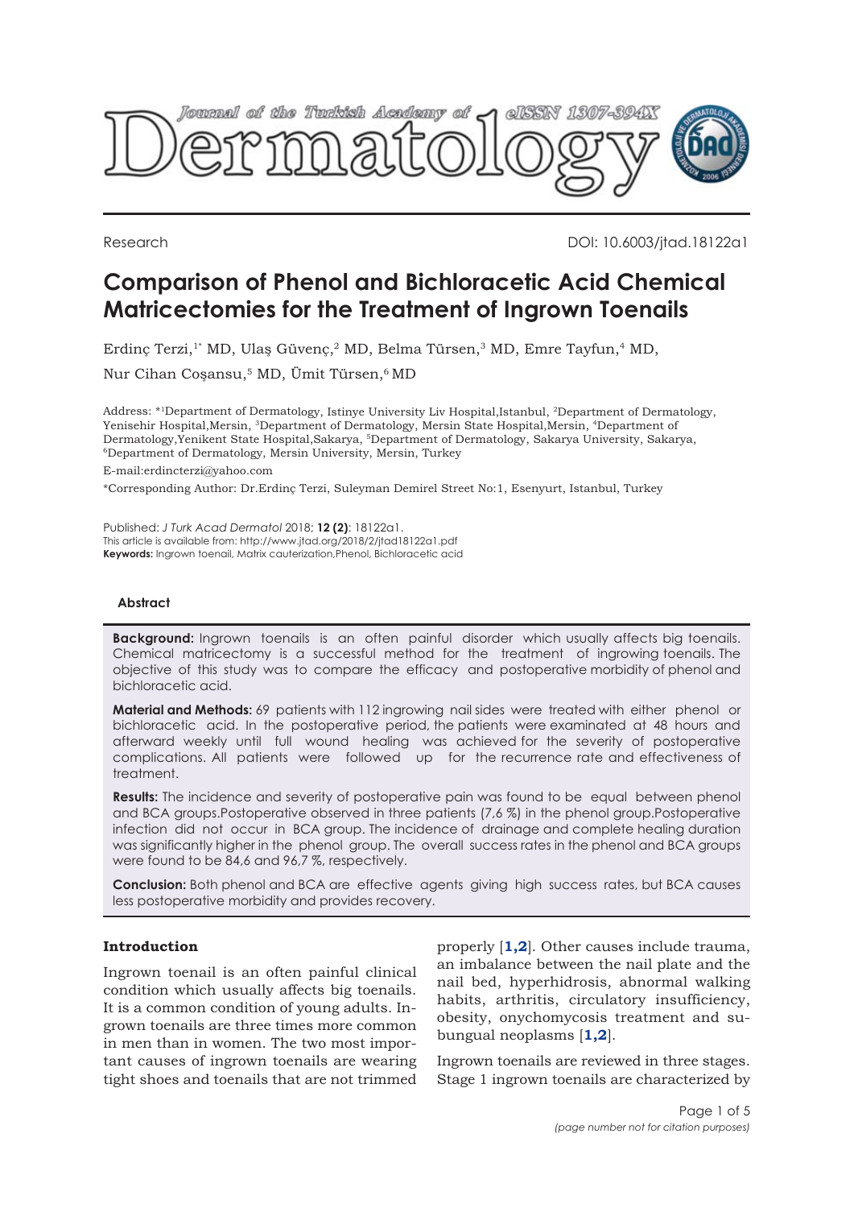Research

DOI: 10.6003/jtad.18122a1

# Comparison of Phenol and Bichloracetic Acid Chemical Matricectomies for the Treatment of Ingrown Toenails

Erdinç Terzi,[1*] MD, Ulaş Güvenç,[2] MD, Belma Türsen,[3] MD, Emre Tayfun,[4] MD, Nur Cihan Coşansu,[5] MD, Ümit Türsen,[6] MD

Address: *[1]Department of Dermatology, Istinye University Liv Hospital,Istanbul, [2]Department of Dermatology, Yenisehir Hospital,Mersin, [3]Department of Dermatology, Mersin State Hospital,Mersin, [4]Department of Dermatology,Yenikent State Hospital,Sakarya, [5]Department of Dermatology, Sakarya University, Sakarya, [6]Department of Dermatology, Mersin University, Mersin, Turkey

E-mail:erdincterzi@yahoo.com

*Corresponding Author: Dr.Erdinç Terzi, Suleyman Demirel Street No:1, Esenyurt, Istanbul, Turkey

Published: *J Turk Acad Dermatol* 2018; **12 (2)**: 18122a1.
This article is available from: http://www.jtad.org/2018/2/jtad18122a1.pdf
**Keywords:** Ingrown toenail, Matrix cauterization,Phenol, Bichloracetic acid

## Abstract

**Background:** Ingrown toenails is an often painful disorder which usually affects big toenails. Chemical matricectomy is a successful method for the treatment of ingrowing toenails. The objective of this study was to compare the efficacy and postoperative morbidity of phenol and bichloracetic acid.

**Material and Methods:** 69 patients with 112 ingrowing nail sides were treated with either phenol or bichloracetic acid. In the postoperative period, the patients were examinated at 48 hours and afterward weekly until full wound healing was achieved for the severity of postoperative complications. All patients were followed up for the recurrence rate and effectiveness of treatment.

**Results:** The incidence and severity of postoperative pain was found to be equal between phenol and BCA groups.Postoperative observed in three patients (7,6 %) in the phenol group.Postoperative infection did not occur in BCA group. The incidence of drainage and complete healing duration was significantly higher in the phenol group. The overall success rates in the phenol and BCA groups were found to be 84,6 and 96,7 %, respectively.

**Conclusion:** Both phenol and BCA are effective agents giving high success rates, but BCA causes less postoperative morbidity and provides recovery.

## Introduction

Ingrown toenail is an often painful clinical condition which usually affects big toenails. It is a common condition of young adults. Ingrown toenails are three times more common in men than in women. The two most important causes of ingrown toenails are wearing tight shoes and toenails that are not trimmed properly [1,2]. Other causes include trauma, an imbalance between the nail plate and the nail bed, hyperhidrosis, abnormal walking habits, arthritis, circulatory insufficiency, obesity, onychomycosis treatment and subungual neoplasms [1,2].

Ingrown toenails are reviewed in three stages. Stage 1 ingrown toenails are characterized by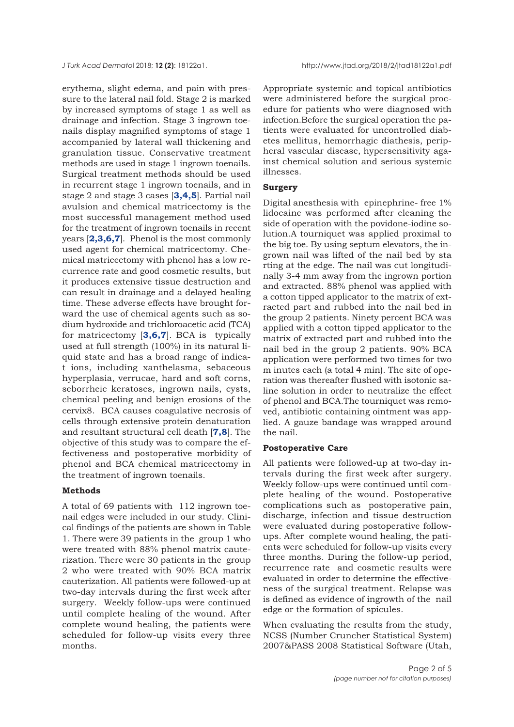erythema, slight edema, and pain with pressure to the lateral nail fold. Stage 2 is marked by increased symptoms of stage 1 as well as drainage and infection. Stage 3 ingrown toenails display magnified symptoms of stage 1 accompanied by lateral wall thickening and granulation tissue. Conservative treatment methods are used in stage 1 ingrown toenails. Surgical treatment methods should be used in recurrent stage 1 ingrown toenails, and in stage 2 and stage 3 cases [3,4,5]. Partial nail avulsion and chemical matricectomy is the most successful management method used for the treatment of ingrown toenails in recent years [2,3,6,7]. Phenol is the most commonly used agent for chemical matricectomy. Chemical matricectomy with phenol has a low recurrence rate and good cosmetic results, but it produces extensive tissue destruction and can result in drainage and a delayed healing time. These adverse effects have brought forward the use of chemical agents such as sodium hydroxide and trichloroacetic acid (TCA) for matricectomy [3,6,7]. BCA is typically used at full strength (100%) in its natural liquid state and has a broad range of indicat ions, including xanthelasma, sebaceous hyperplasia, verrucae, hard and soft corns, seborrheic keratoses, ingrown nails, cysts, chemical peeling and benign erosions of the cervix8. BCA causes coagulative necrosis of cells through extensive protein denaturation and resultant structural cell death [7,8]. The objective of this study was to compare the effectiveness and postoperative morbidity of phenol and BCA chemical matricectomy in the treatment of ingrown toenails.

## Methods

A total of 69 patients with 112 ingrown toenail edges were included in our study. Clinical findings of the patients are shown in Table 1. There were 39 patients in the group 1 who were treated with 88% phenol matrix cauterization. There were 30 patients in the group 2 who were treated with 90% BCA matrix cauterization. All patients were followed-up at two-day intervals during the first week after surgery. Weekly follow-ups were continued until complete healing of the wound. After complete wound healing, the patients were scheduled for follow-up visits every three months.

Appropriate systemic and topical antibiotics were administered before the surgical procedure for patients who were diagnosed with infection.Before the surgical operation the patients were evaluated for uncontrolled diabetes mellitus, hemorrhagic diathesis, peripheral vascular disease, hypersensitivity against chemical solution and serious systemic illnesses.

### Surgery

Digital anesthesia with epinephrine- free 1% lidocaine was performed after cleaning the side of operation with the povidone-iodine solution.A tourniquet was applied proximal to the big toe. By using septum elevators, the ingrown nail was lifted of the nail bed by sta rting at the edge. The nail was cut longitudinally 3-4 mm away from the ingrown portion and extracted. 88% phenol was applied with a cotton tipped applicator to the matrix of extracted part and rubbed into the nail bed in the group 2 patients. Ninety percent BCA was applied with a cotton tipped applicator to the matrix of extracted part and rubbed into the nail bed in the group 2 patients. 90% BCA application were performed two times for two m inutes each (a total 4 min). The site of operation was thereafter flushed with isotonic saline solution in order to neutralize the effect of phenol and BCA.The tourniquet was removed, antibiotic containing ointment was applied. A gauze bandage was wrapped around the nail.

### Postoperative Care

All patients were followed-up at two-day intervals during the first week after surgery. Weekly follow-ups were continued until complete healing of the wound. Postoperative complications such as postoperative pain, discharge, infection and tissue destruction were evaluated during postoperative follow-ups. After complete wound healing, the patients were scheduled for follow-up visits every three months. During the follow-up period, recurrence rate and cosmetic results were evaluated in order to determine the effectiveness of the surgical treatment. Relapse was is defined as evidence of ingrowth of the nail edge or the formation of spicules.

When evaluating the results from the study, NCSS (Number Cruncher Statistical System) 2007&PASS 2008 Statistical Software (Utah,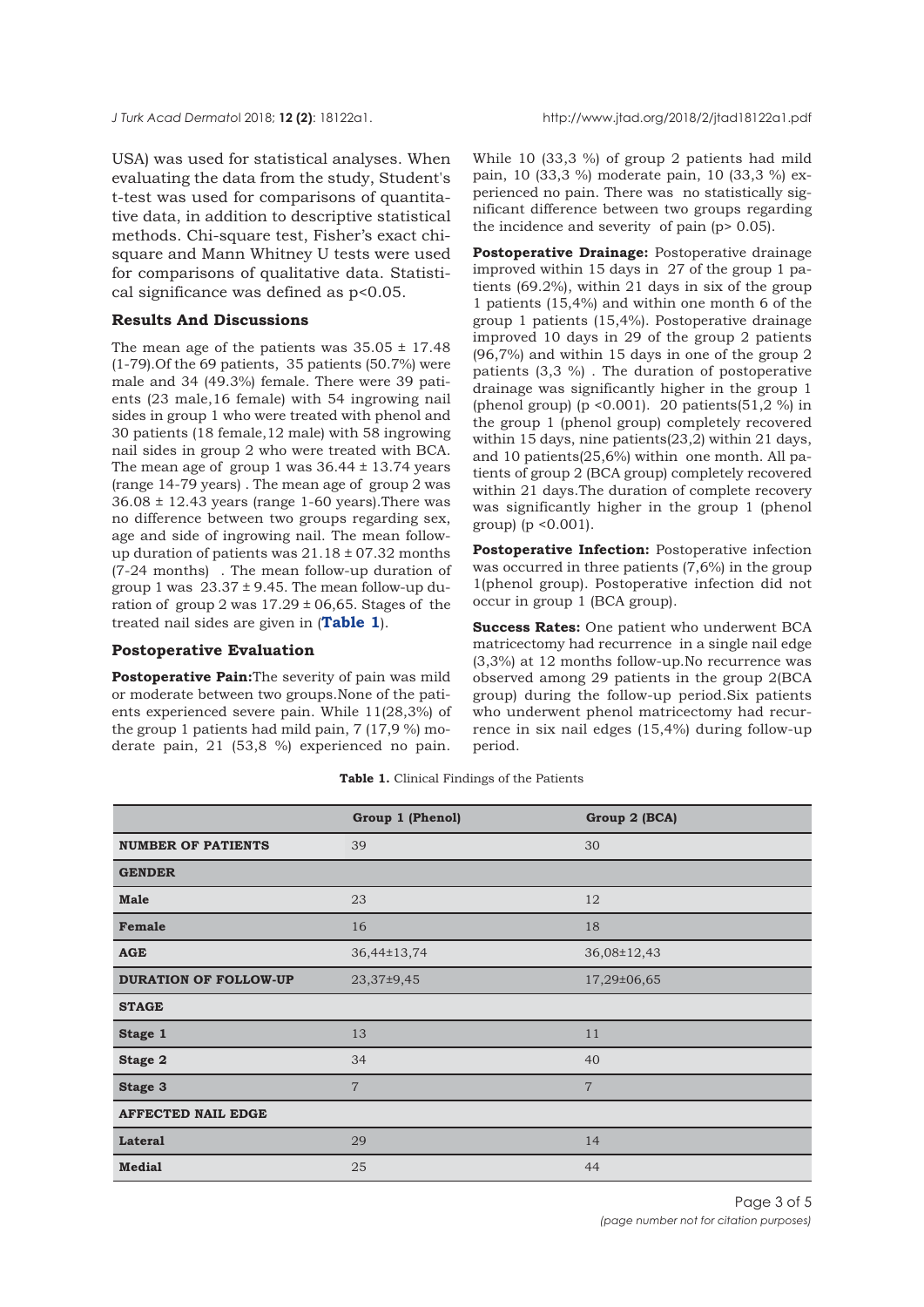USA) was used for statistical analyses. When evaluating the data from the study, Student's t-test was used for comparisons of quantitative data, in addition to descriptive statistical methods. Chi-square test, Fisher's exact chi-square and Mann Whitney U tests were used for comparisons of qualitative data. Statistical significance was defined as $p<0.05$.

### Results And Discussions

The mean age of the patients was $35.05 \pm 17.48$ (1-79).Of the 69 patients, 35 patients (50.7%) were male and 34 (49.3%) female. There were 39 patients (23 male,16 female) with 54 ingrowing nail sides in group 1 who were treated with phenol and 30 patients (18 female,12 male) with 58 ingrowing nail sides in group 2 who were treated with BCA. The mean age of group 1 was $36.44 \pm 13.74$ years (range 14-79 years) . The mean age of group 2 was $36.08 \pm 12.43$ years (range 1-60 years).There was no difference between two groups regarding sex, age and side of ingrowing nail. The mean follow-up duration of patients was $21.18 \pm 07.32$ months (7-24 months) . The mean follow-up duration of group 1 was $23.37 \pm 9.45$. The mean follow-up duration of group 2 was $17.29 \pm 06{,}65$. Stages of the treated nail sides are given in (**Table 1**).

### Postoperative Evaluation

**Postoperative Pain:**The severity of pain was mild or moderate between two groups.None of the patients experienced severe pain. While 11(28,3%) of the group 1 patients had mild pain, 7 (17,9 %) moderate pain, 21 (53,8 %) experienced no pain. While 10 (33,3 %) of group 2 patients had mild pain, 10 (33,3 %) moderate pain, 10 (33,3 %) experienced no pain. There was no statistically significant difference between two groups regarding the incidence and severity of pain ($p> 0.05$).

**Postoperative Drainage:** Postoperative drainage improved within 15 days in 27 of the group 1 patients (69.2%), within 21 days in six of the group 1 patients (15,4%) and within one month 6 of the group 1 patients (15,4%). Postoperative drainage improved 10 days in 29 of the group 2 patients (96,7%) and within 15 days in one of the group 2 patients (3,3 %) . The duration of postoperative drainage was significantly higher in the group 1 (phenol group) ($p <0.001$). 20 patients(51,2 %) in the group 1 (phenol group) completely recovered within 15 days, nine patients(23,2) within 21 days, and 10 patients(25,6%) within one month. All patients of group 2 (BCA group) completely recovered within 21 days.The duration of complete recovery was significantly higher in the group 1 (phenol group) ($p <0.001$).

**Postoperative Infection:** Postoperative infection was occurred in three patients (7,6%) in the group 1(phenol group). Postoperative infection did not occur in group 1 (BCA group).

**Success Rates:** One patient who underwent BCA matricectomy had recurrence in a single nail edge (3,3%) at 12 months follow-up.No recurrence was observed among 29 patients in the group 2(BCA group) during the follow-up period.Six patients who underwent phenol matricectomy had recurrence in six nail edges (15,4%) during follow-up period.

**Table 1.** Clinical Findings of the Patients

| | Group 1 (Phenol) | Group 2 (BCA) |
|---|---|---|
| **NUMBER OF PATIENTS** | 39 | 30 |
| **GENDER** | | |
| **Male** | 23 | 12 |
| **Female** | 16 | 18 |
| **AGE** | 36,44±13,74 | 36,08±12,43 |
| **DURATION OF FOLLOW-UP** | 23,37±9,45 | 17,29±06,65 |
| **STAGE** | | |
| **Stage 1** | 13 | 11 |
| **Stage 2** | 34 | 40 |
| **Stage 3** | 7 | 7 |
| **AFFECTED NAIL EDGE** | | |
| **Lateral** | 29 | 14 |
| **Medial** | 25 | 44 |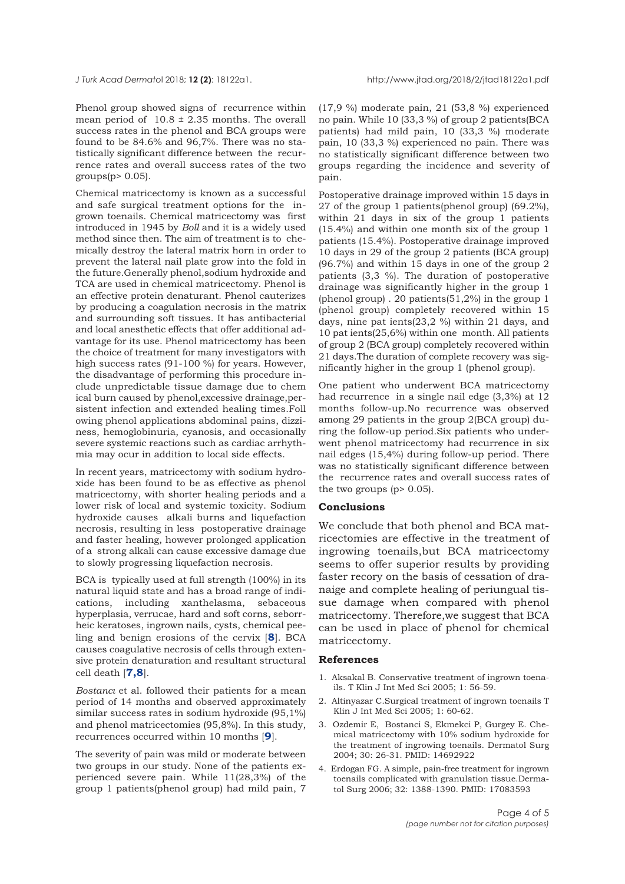Phenol group showed signs of recurrence within mean period of $10.8 \pm 2.35$ months. The overall success rates in the phenol and BCA groups were found to be 84.6% and 96,7%. There was no statistically significant difference between the recurrence rates and overall success rates of the two groups($p > 0.05$).

Chemical matricectomy is known as a successful and safe surgical treatment options for the ingrown toenails. Chemical matricectomy was first introduced in 1945 by *Boll* and it is a widely used method since then. The aim of treatment is to chemically destroy the lateral matrix horn in order to prevent the lateral nail plate grow into the fold in the future.Generally phenol,sodium hydroxide and TCA are used in chemical matricectomy. Phenol is an effective protein denaturant. Phenol cauterizes by producing a coagulation necrosis in the matrix and surrounding soft tissues. It has antibacterial and local anesthetic effects that offer additional advantage for its use. Phenol matricectomy has been the choice of treatment for many investigators with high success rates (91-100 %) for years. However, the disadvantage of performing this procedure include unpredictable tissue damage due to chem ical burn caused by phenol,excessive drainage,persistent infection and extended healing times.Foll owing phenol applications abdominal pains, dizziness, hemoglobinuria, cyanosis, and occasionally severe systemic reactions such as cardiac arrhythmia may ocur in addition to local side effects.

In recent years, matricectomy with sodium hydroxide has been found to be as effective as phenol matricectomy, with shorter healing periods and a lower risk of local and systemic toxicity. Sodium hydroxide causes alkali burns and liquefaction necrosis, resulting in less postoperative drainage and faster healing, however prolonged application of a strong alkali can cause excessive damage due to slowly progressing liquefaction necrosis.

BCA is typically used at full strength (100%) in its natural liquid state and has a broad range of indications, including xanthelasma, sebaceous hyperplasia, verrucae, hard and soft corns, seborrheic keratoses, ingrown nails, cysts, chemical peeling and benign erosions of the cervix [**8**]. BCA causes coagulative necrosis of cells through extensive protein denaturation and resultant structural cell death [**7,8**].

*Bostancı* et al. followed their patients for a mean period of 14 months and observed approximately similar success rates in sodium hydroxide (95,1%) and phenol matricectomies (95,8%). In this study, recurrences occurred within 10 months [**9**].

The severity of pain was mild or moderate between two groups in our study. None of the patients experienced severe pain. While 11(28,3%) of the group 1 patients(phenol group) had mild pain, 7 (17,9 %) moderate pain, 21 (53,8 %) experienced no pain. While 10 (33,3 %) of group 2 patients(BCA patients) had mild pain, 10 (33,3 %) moderate pain, 10 (33,3 %) experienced no pain. There was no statistically significant difference between two groups regarding the incidence and severity of pain.

Postoperative drainage improved within 15 days in 27 of the group 1 patients(phenol group) (69.2%), within 21 days in six of the group 1 patients (15.4%) and within one month six of the group 1 patients (15.4%). Postoperative drainage improved 10 days in 29 of the group 2 patients (BCA group) (96.7%) and within 15 days in one of the group 2 patients (3,3 %). The duration of postoperative drainage was significantly higher in the group 1 (phenol group) . 20 patients(51,2%) in the group 1 (phenol group) completely recovered within 15 days, nine pat ients(23,2 %) within 21 days, and 10 pat ients(25,6%) within one month. All patients of group 2 (BCA group) completely recovered within 21 days.The duration of complete recovery was significantly higher in the group 1 (phenol group).

One patient who underwent BCA matricectomy had recurrence in a single nail edge (3,3%) at 12 months follow-up.No recurrence was observed among 29 patients in the group 2(BCA group) during the follow-up period.Six patients who underwent phenol matricectomy had recurrence in six nail edges (15,4%) during follow-up period. There was no statistically significant difference between the recurrence rates and overall success rates of the two groups ($p > 0.05$).

## Conclusions

We conclude that both phenol and BCA matricectomies are effective in the treatment of ingrowing toenails,but BCA matricectomy seems to offer superior results by providing faster recory on the basis of cessation of dranaige and complete healing of periungual tissue damage when compared with phenol matricectomy. Therefore,we suggest that BCA can be used in place of phenol for chemical matricectomy.

## References

1. Aksakal B. Conservative treatment of ingrown toenails. T Klin J Int Med Sci 2005; 1: 56-59.
2. Altinyazar C.Surgical treatment of ingrown toenails T Klin J Int Med Sci 2005; 1: 60-62.
3. Ozdemir E, Bostanci S, Ekmekci P, Gurgey E. Chemical matricectomy with 10% sodium hydroxide for the treatment of ingrowing toenails. Dermatol Surg 2004; 30: 26-31. PMID: 14692922
4. Erdogan FG. A simple, pain-free treatment for ingrown toenails complicated with granulation tissue.Dermatol Surg 2006; 32: 1388-1390. PMID: 17083593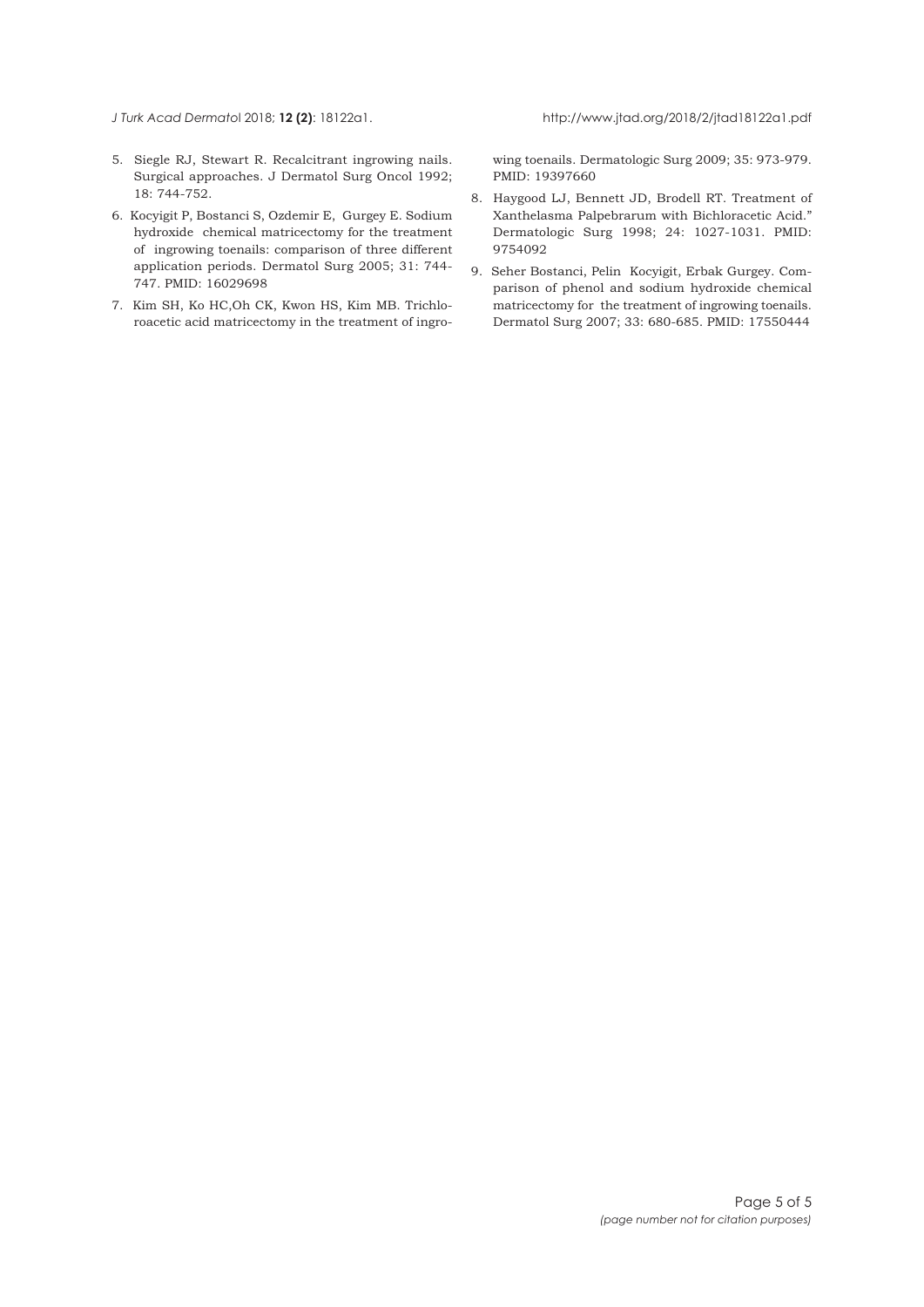5. Siegle RJ, Stewart R. Recalcitrant ingrowing nails. Surgical approaches. J Dermatol Surg Oncol 1992; 18: 744-752.

6. Kocyigit P, Bostanci S, Ozdemir E, Gurgey E. Sodium hydroxide chemical matricectomy for the treatment of ingrowing toenails: comparison of three different application periods. Dermatol Surg 2005; 31: 744-747. PMID: 16029698

7. Kim SH, Ko HC,Oh CK, Kwon HS, Kim MB. Trichloroacetic acid matricectomy in the treatment of ingrowing toenails. Dermatologic Surg 2009; 35: 973-979. PMID: 19397660

8. Haygood LJ, Bennett JD, Brodell RT. Treatment of Xanthelasma Palpebrarum with Bichloracetic Acid." Dermatologic Surg 1998; 24: 1027-1031. PMID: 9754092

9. Seher Bostanci, Pelin Kocyigit, Erbak Gurgey. Comparison of phenol and sodium hydroxide chemical matricectomy for the treatment of ingrowing toenails. Dermatol Surg 2007; 33: 680-685. PMID: 17550444